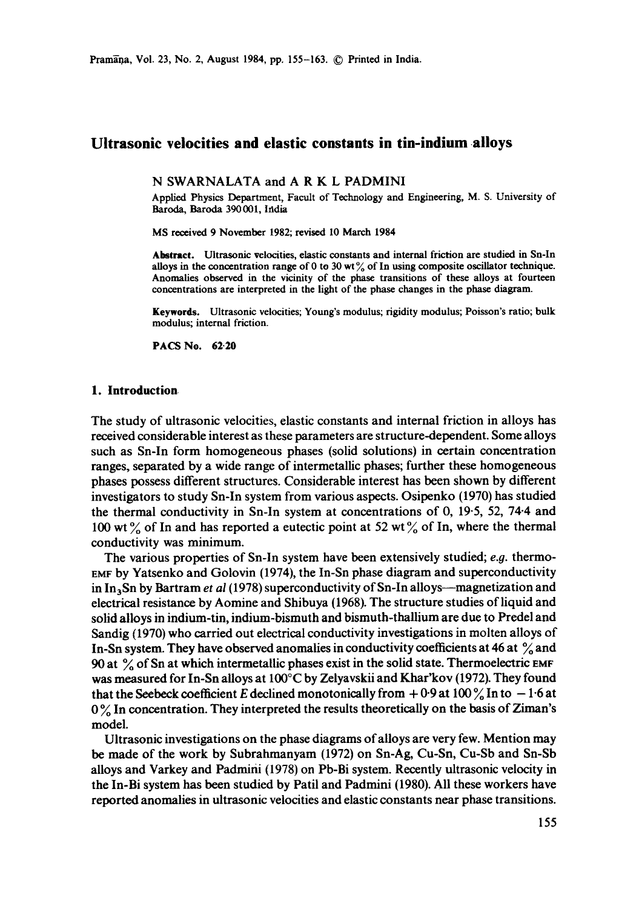# Ultrasonic velocities and elastic constants in tin-indium alloys

N SWARNALATA and A R K L PADMINI

Applied Physics Department, Facult of Technology and Engineering, M. S. University of Baroda, Baroda 390 001, India

MS received 9 November 1982; revised 10 March 1984

**Abstract.** Ultrasonic velocities, elastic constants and internal friction are studied in Sn-In alloys in the concentration range of 0 to 30 wt% of In using composite oscillator technique. Anomalies observed in the vicinity of the phase transitions of these alloys at fourteen concentrations are interpreted in the light of the phase changes in the phase diagram.

**Keywords.** Ultrasonic velocities; Young's modulus; rigidity modulus; Poisson's ratio; bulk modulus; internal friction.

**PACS No. 62·20**

## 1. Introduction

The study of ultrasonic velocities, elastic constants and internal friction in alloys has received considerable interest as these parameters are structure-dependent. Some alloys such as Sn-In form homogeneous phases (solid solutions) in certain concentration ranges, separated by a wide range of intermetallic phases; further these homogeneous phases possess different structures. Considerable interest has been shown by different investigators to study Sn-In system from various aspects. Osipenko (1970) has studied the thermal conductivity in Sn-In system at concentrations of 0, 19·5, 52, 74·4 and 100 wt% of In and has reported a eutectic point at 52 wt% of In, where the thermal conductivity was minimum.

The various properties of Sn-In system have been extensively studied; *e.g.* thermo-EMF by Yatsenko and Golovin (1974), the In-Sn phase diagram and superconductivity in $In_3Sn$ by Bartram *et al* (1978) superconductivity of Sn-In alloys—magnetization and electrical resistance by Aomine and Shibuya (1968). The structure studies of liquid and solid alloys in indium-tin, indium-bismuth and bismuth-thallium are due to Predel and Sandig (1970) who carried out electrical conductivity investigations in molten alloys of In-Sn system. They have observed anomalies in conductivity coefficients at 46 at % and 90 at % of Sn at which intermetallic phases exist in the solid state. Thermoelectric EMF was measured for In-Sn alloys at 100°C by Zelyavskii and Khar'kov (1972). They found that the Seebeck coefficient $E$ declined monotonically from $+0·9$ at 100% In to $-1·6$ at 0% In concentration. They interpreted the results theoretically on the basis of Ziman's model.

Ultrasonic investigations on the phase diagrams of alloys are very few. Mention may be made of the work by Subrahmanyam (1972) on Sn-Ag, Cu-Sn, Cu-Sb and Sn-Sb alloys and Varkey and Padmini (1978) on Pb-Bi system. Recently ultrasonic velocity in the In-Bi system has been studied by Patil and Padmini (1980). All these workers have reported anomalies in ultrasonic velocities and elastic constants near phase transitions.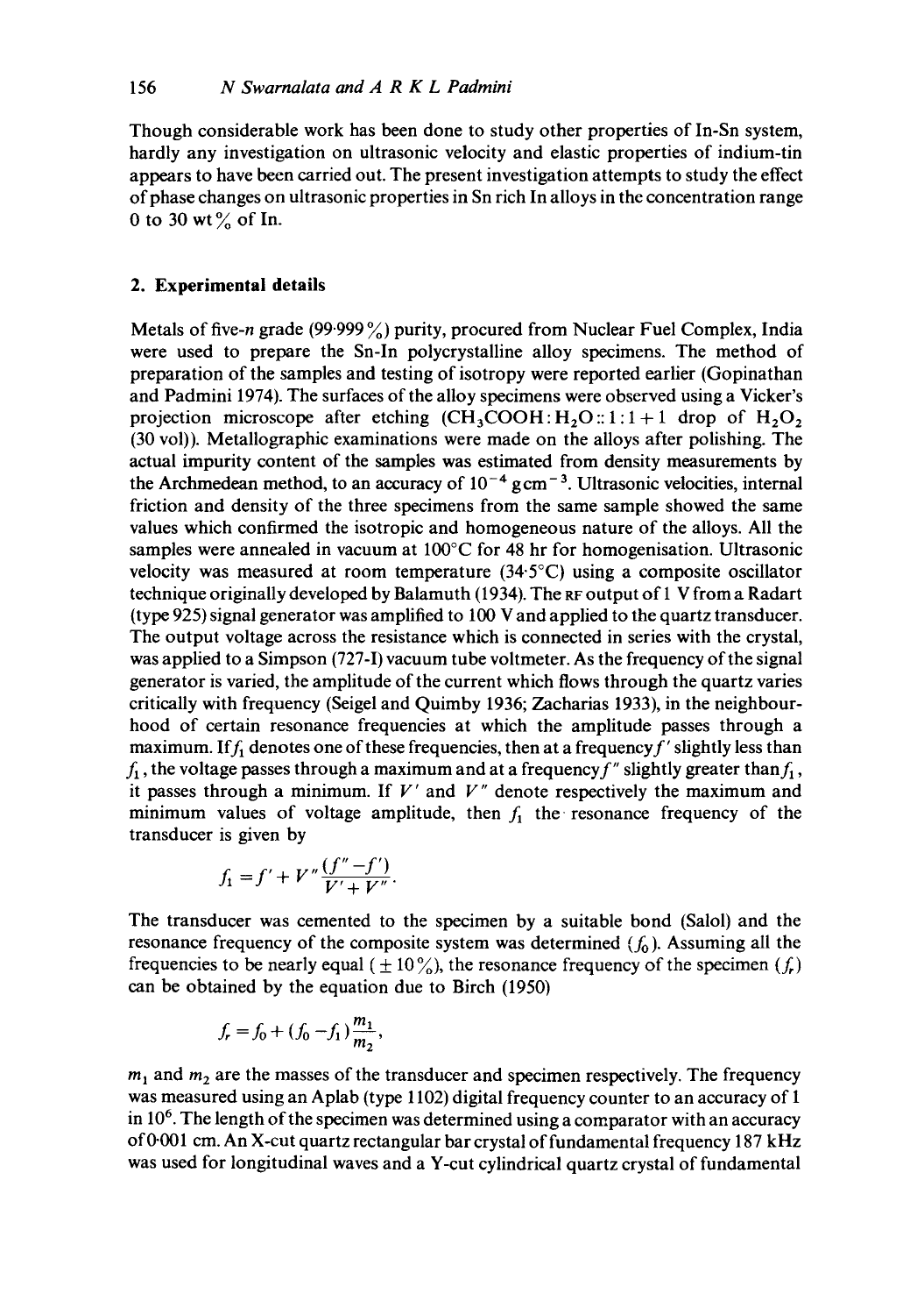Though considerable work has been done to study other properties of In-Sn system, hardly any investigation on ultrasonic velocity and elastic properties of indium-tin appears to have been carried out. The present investigation attempts to study the effect of phase changes on ultrasonic properties in Sn rich In alloys in the concentration range 0 to 30 wt% of In.

## 2. Experimental details

Metals of five-*n* grade (99·999%) purity, procured from Nuclear Fuel Complex, India were used to prepare the Sn-In polycrystalline alloy specimens. The method of preparation of the samples and testing of isotropy were reported earlier (Gopinathan and Padmini 1974). The surfaces of the alloy specimens were observed using a Vicker's projection microscope after etching ($CH_3COOH:H_2O::1:1+1$ drop of $H_2O_2$ (30 vol)). Metallographic examinations were made on the alloys after polishing. The actual impurity content of the samples was estimated from density measurements by the Archmedean method, to an accuracy of $10^{-4}$ g cm$^{-3}$. Ultrasonic velocities, internal friction and density of the three specimens from the same sample showed the same values which confirmed the isotropic and homogeneous nature of the alloys. All the samples were annealed in vacuum at 100°C for 48 hr for homogenisation. Ultrasonic velocity was measured at room temperature (34·5°C) using a composite oscillator technique originally developed by Balamuth (1934). The RF output of 1 V from a Radart (type 925) signal generator was amplified to 100 V and applied to the quartz transducer. The output voltage across the resistance which is connected in series with the crystal, was applied to a Simpson (727-I) vacuum tube voltmeter. As the frequency of the signal generator is varied, the amplitude of the current which flows through the quartz varies critically with frequency (Seigel and Quimby 1936; Zacharias 1933), in the neighbourhood of certain resonance frequencies at which the amplitude passes through a maximum. If $f_1$ denotes one of these frequencies, then at a frequency $f'$ slightly less than $f_1$, the voltage passes through a maximum and at a frequency $f''$ slightly greater than $f_1$, it passes through a minimum. If $V'$ and $V''$ denote respectively the maximum and minimum values of voltage amplitude, then $f_1$ the resonance frequency of the transducer is given by

$$f_1 = f' + V''\frac{(f''-f')}{V'+V''}.$$

The transducer was cemented to the specimen by a suitable bond (Salol) and the resonance frequency of the composite system was determined ($f_0$). Assuming all the frequencies to be nearly equal ($\pm 10\%$), the resonance frequency of the specimen ($f_r$) can be obtained by the equation due to Birch (1950)

$$f_r = f_0 + (f_0 - f_1)\frac{m_1}{m_2},$$

$m_1$ and $m_2$ are the masses of the transducer and specimen respectively. The frequency was measured using an Aplab (type 1102) digital frequency counter to an accuracy of 1 in $10^6$. The length of the specimen was determined using a comparator with an accuracy of 0·001 cm. An X-cut quartz rectangular bar crystal of fundamental frequency 187 kHz was used for longitudinal waves and a Y-cut cylindrical quartz crystal of fundamental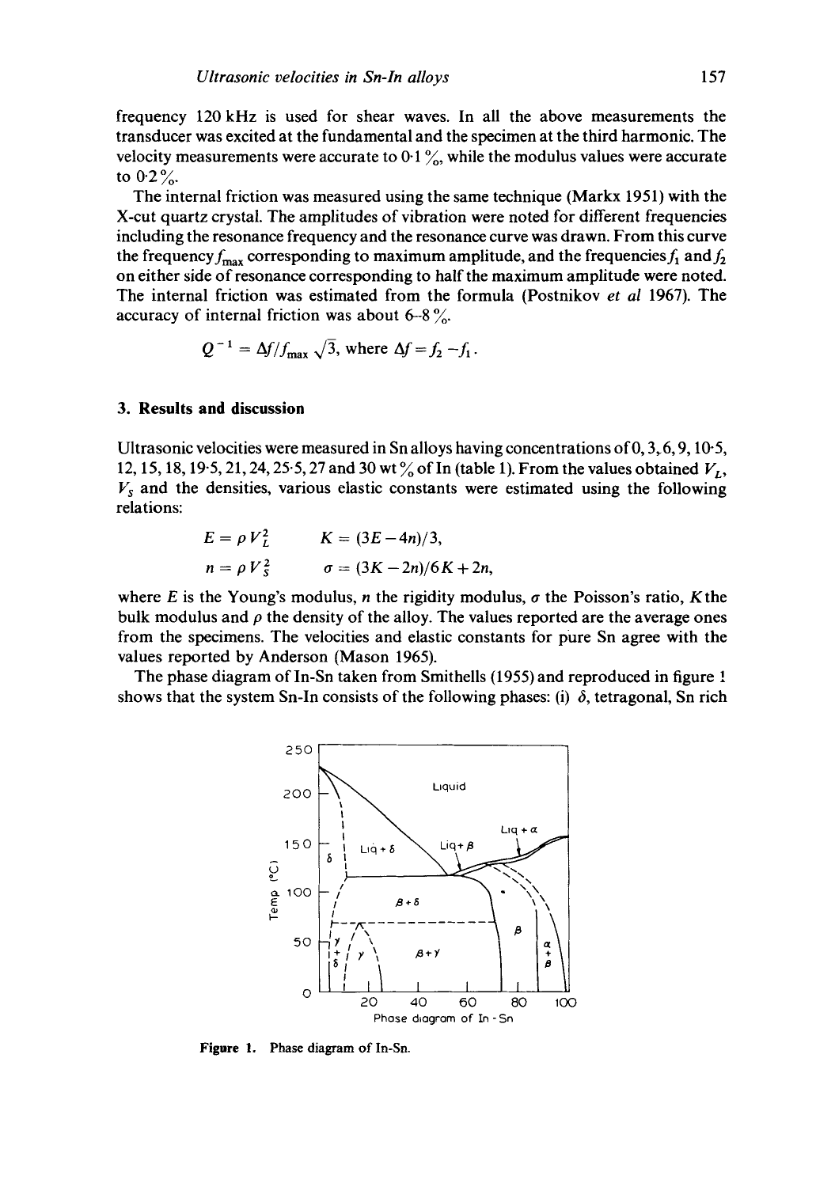frequency 120 kHz is used for shear waves. In all the above measurements the transducer was excited at the fundamental and the specimen at the third harmonic. The velocity measurements were accurate to 0·1 %, while the modulus values were accurate to 0·2 %.

The internal friction was measured using the same technique (Markx 1951) with the X-cut quartz crystal. The amplitudes of vibration were noted for different frequencies including the resonance frequency and the resonance curve was drawn. From this curve the frequency $f_{max}$ corresponding to maximum amplitude, and the frequencies $f_1$ and $f_2$ on either side of resonance corresponding to half the maximum amplitude were noted. The internal friction was estimated from the formula (Postnikov *et al* 1967). The accuracy of internal friction was about 6–8 %.

$$Q^{-1} = \Delta f / f_{max} \sqrt{3}, \text{ where } \Delta f = f_2 - f_1.$$

## 3. Results and discussion

Ultrasonic velocities were measured in Sn alloys having concentrations of 0, 3, 6, 9, 10·5, 12, 15, 18, 19·5, 21, 24, 25·5, 27 and 30 wt % of In (table 1). From the values obtained $V_L$, $V_S$ and the densities, various elastic constants were estimated using the following relations:

$$E = \rho V_L^2 \qquad K = (3E - 4n)/3,$$

$$n = \rho V_S^2 \qquad \sigma = (3K - 2n)/6K + 2n,$$

where $E$ is the Young's modulus, $n$ the rigidity modulus, $\sigma$ the Poisson's ratio, $K$ the bulk modulus and $\rho$ the density of the alloy. The values reported are the average ones from the specimens. The velocities and elastic constants for pure Sn agree with the values reported by Anderson (Mason 1965).

The phase diagram of In-Sn taken from Smithells (1955) and reproduced in figure 1 shows that the system Sn-In consists of the following phases: (i) $\delta$, tetragonal, Sn rich

**Figure 1.** Phase diagram of In-Sn.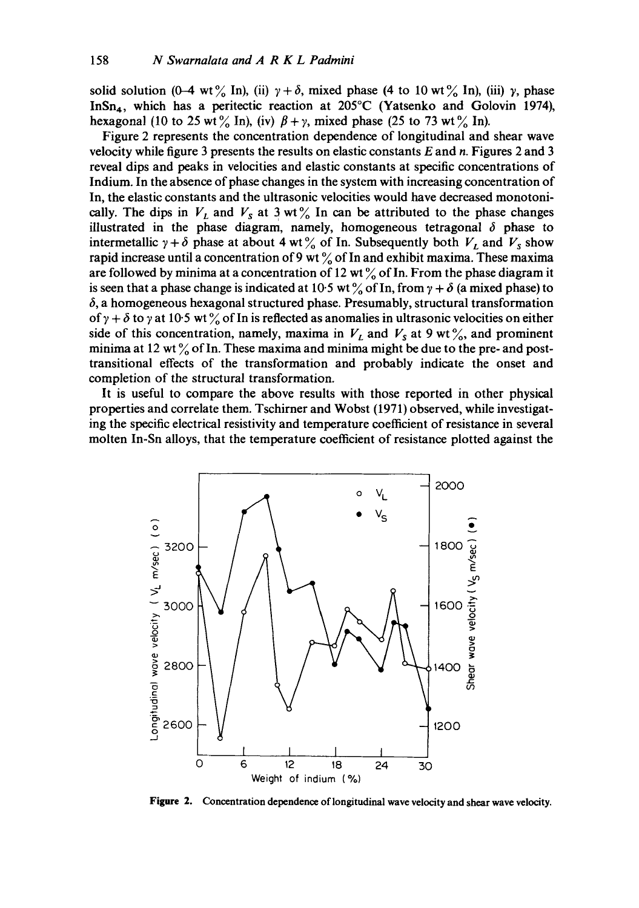solid solution (0–4 wt% In), (ii) $\gamma + \delta$, mixed phase (4 to 10 wt% In), (iii) $\gamma$, phase $InSn_4$, which has a peritectic reaction at 205°C (Yatsenko and Golovin 1974), hexagonal (10 to 25 wt% In), (iv) $\beta + \gamma$, mixed phase (25 to 73 wt% In).

Figure 2 represents the concentration dependence of longitudinal and shear wave velocity while figure 3 presents the results on elastic constants $E$ and $n$. Figures 2 and 3 reveal dips and peaks in velocities and elastic constants at specific concentrations of Indium. In the absence of phase changes in the system with increasing concentration of In, the elastic constants and the ultrasonic velocities would have decreased monotonically. The dips in $V_L$ and $V_S$ at 3 wt% In can be attributed to the phase changes illustrated in the phase diagram, namely, homogeneous tetragonal $\delta$ phase to intermetallic $\gamma + \delta$ phase at about 4 wt% of In. Subsequently both $V_L$ and $V_S$ show rapid increase until a concentration of 9 wt% of In and exhibit maxima. These maxima are followed by minima at a concentration of 12 wt% of In. From the phase diagram it is seen that a phase change is indicated at 10·5 wt% of In, from $\gamma + \delta$ (a mixed phase) to $\delta$, a homogeneous hexagonal structured phase. Presumably, structural transformation of $\gamma + \delta$ to $\gamma$ at 10·5 wt% of In is reflected as anomalies in ultrasonic velocities on either side of this concentration, namely, maxima in $V_L$ and $V_S$ at 9 wt%, and prominent minima at 12 wt% of In. These maxima and minima might be due to the pre- and post-transitional effects of the transformation and probably indicate the onset and completion of the structural transformation.

It is useful to compare the above results with those reported in other physical properties and correlate them. Tschirner and Wobst (1971) observed, while investigating the specific electrical resistivity and temperature coefficient of resistance in several molten In-Sn alloys, that the temperature coefficient of resistance plotted against the

**Figure 2.** Concentration dependence of longitudinal wave velocity and shear wave velocity.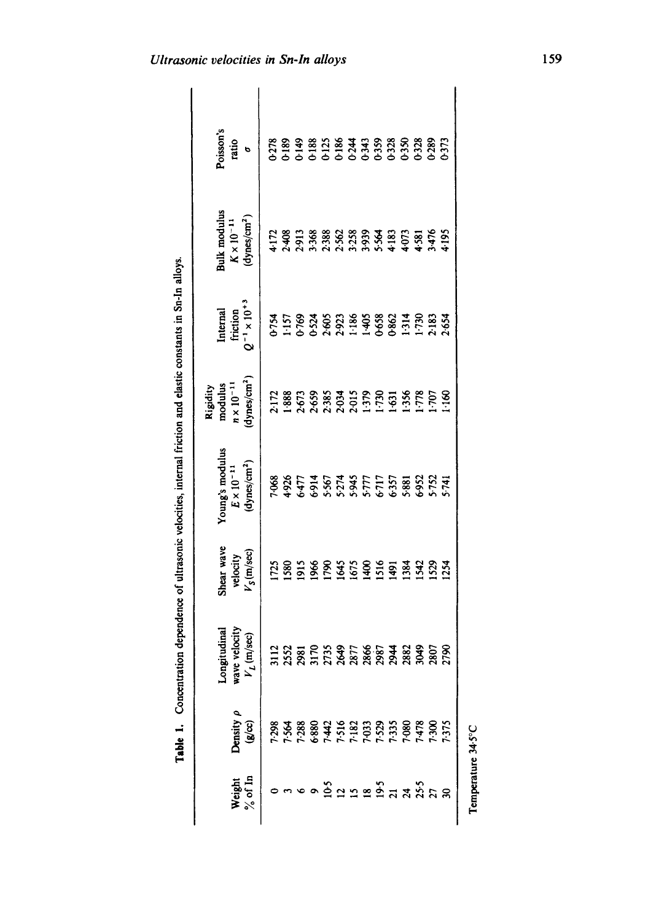**Table 1.** Concentration dependence of ultrasonic velocities, internal friction and elastic constants in Sn-In alloys.

| Weight % of In | Density $\rho$ (g/cc) | Longitudinal wave velocity $V_L$ (m/sec) | Shear wave velocity $V_S$ (m/sec) | Young's modulus $E \times 10^{-11}$ (dynes/cm$^2$) | Rigidity modulus $n \times 10^{-11}$ (dynes/cm$^2$) | Internal friction $Q^{-1} \times 10^{+3}$ | Bulk modulus $K \times 10^{-11}$ (dynes/cm$^2$) | Poisson's ratio $\sigma$ |
|---|---|---|---|---|---|---|---|---|
| 0 | 7·298 | 3112 | 1725 | 7·068 | 2·172 | 0·754 | 4·172 | 0·278 |
| 3 | 7·564 | 2552 | 1580 | 4·926 | 1·888 | 1·157 | 2·408 | 0·189 |
| 6 | 7·288 | 2981 | 1915 | 6·477 | 2·673 | 0·769 | 2·913 | 0·149 |
| 9 | 6·880 | 3170 | 1966 | 6·914 | 2·659 | 0·524 | 3·368 | 0·188 |
| 10·5 | 7·442 | 2735 | 1790 | 5·567 | 2·385 | 2·605 | 2·388 | 0·125 |
| 12 | 7·516 | 2649 | 1645 | 5·274 | 2·034 | 2·923 | 2·562 | 0·186 |
| 15 | 7·182 | 2877 | 1675 | 5·945 | 2·015 | 1·186 | 3·258 | 0·244 |
| 18 | 7·033 | 2866 | 1400 | 5·777 | 1·379 | 1·405 | 3·939 | 0·343 |
| 19·5 | 7·529 | 2987 | 1516 | 6·717 | 1·730 | 0·658 | 5·564 | 0·359 |
| 21 | 7·335 | 2944 | 1491 | 6·357 | 1·631 | 0·862 | 4·183 | 0·328 |
| 24 | 7·080 | 2882 | 1384 | 5·881 | 1·356 | 1·314 | 4·073 | 0·350 |
| 25·5 | 7·478 | 3049 | 1542 | 6·952 | 1·778 | 1·730 | 4·581 | 0·328 |
| 27 | 7·300 | 2807 | 1529 | 5·752 | 1·707 | 2·183 | 3·476 | 0·289 |
| 30 | 7·375 | 2790 | 1254 | 5·741 | 1·160 | 2·654 | 4·195 | 0·373 |

Temperature 34·5°C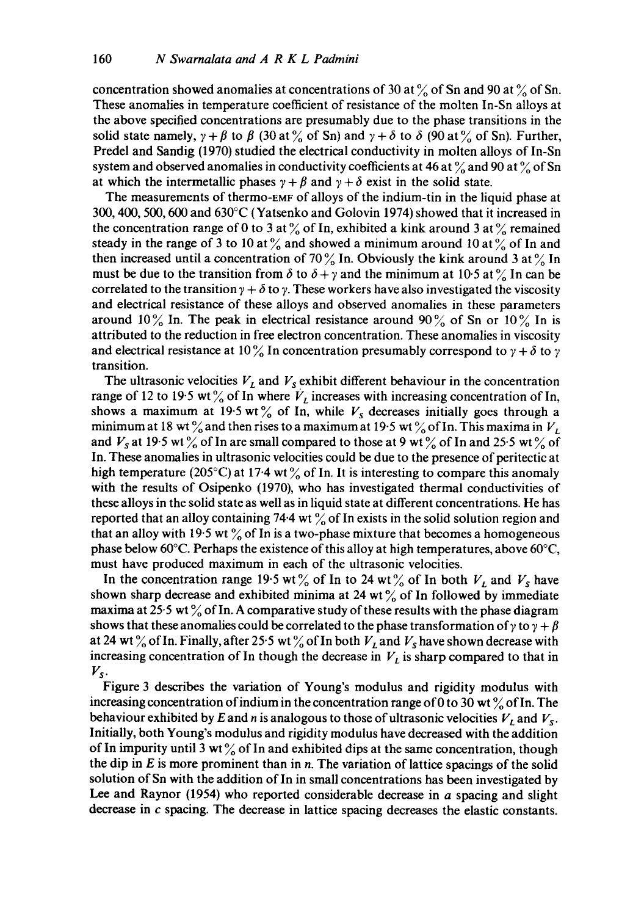concentration showed anomalies at concentrations of 30 at % of Sn and 90 at % of Sn. These anomalies in temperature coefficient of resistance of the molten In-Sn alloys at the above specified concentrations are presumably due to the phase transitions in the solid state namely, $\gamma + \beta$ to $\beta$ (30 at % of Sn) and $\gamma + \delta$ to $\delta$ (90 at % of Sn). Further, Predel and Sandig (1970) studied the electrical conductivity in molten alloys of In-Sn system and observed anomalies in conductivity coefficients at 46 at % and 90 at % of Sn at which the intermetallic phases $\gamma + \beta$ and $\gamma + \delta$ exist in the solid state.

The measurements of thermo-EMF of alloys of the indium-tin in the liquid phase at 300, 400, 500, 600 and 630°C (Yatsenko and Golovin 1974) showed that it increased in the concentration range of 0 to 3 at % of In, exhibited a kink around 3 at % remained steady in the range of 3 to 10 at % and showed a minimum around 10 at % of In and then increased until a concentration of 70 % In. Obviously the kink around 3 at % In must be due to the transition from $\delta$ to $\delta + \gamma$ and the minimum at 10·5 at % In can be correlated to the transition $\gamma + \delta$ to $\gamma$. These workers have also investigated the viscosity and electrical resistance of these alloys and observed anomalies in these parameters around 10 % In. The peak in electrical resistance around 90 % of Sn or 10 % In is attributed to the reduction in free electron concentration. These anomalies in viscosity and electrical resistance at 10 % In concentration presumably correspond to $\gamma + \delta$ to $\gamma$ transition.

The ultrasonic velocities $V_L$ and $V_S$ exhibit different behaviour in the concentration range of 12 to 19·5 wt % of In where $V_L$ increases with increasing concentration of In, shows a maximum at 19·5 wt % of In, while $V_S$ decreases initially goes through a minimum at 18 wt % and then rises to a maximum at 19·5 wt % of In. This maxima in $V_L$ and $V_S$ at 19·5 wt % of In are small compared to those at 9 wt % of In and 25·5 wt % of In. These anomalies in ultrasonic velocities could be due to the presence of peritectic at high temperature (205°C) at 17·4 wt % of In. It is interesting to compare this anomaly with the results of Osipenko (1970), who has investigated thermal conductivities of these alloys in the solid state as well as in liquid state at different concentrations. He has reported that an alloy containing 74·4 wt % of In exists in the solid solution region and that an alloy with 19·5 wt % of In is a two-phase mixture that becomes a homogeneous phase below 60°C. Perhaps the existence of this alloy at high temperatures, above 60°C, must have produced maximum in each of the ultrasonic velocities.

In the concentration range 19·5 wt % of In to 24 wt % of In both $V_L$ and $V_S$ have shown sharp decrease and exhibited minima at 24 wt % of In followed by immediate maxima at 25·5 wt % of In. A comparative study of these results with the phase diagram shows that these anomalies could be correlated to the phase transformation of $\gamma$ to $\gamma + \beta$ at 24 wt % of In. Finally, after 25·5 wt % of In both $V_L$ and $V_S$ have shown decrease with increasing concentration of In though the decrease in $V_L$ is sharp compared to that in $V_S$.

Figure 3 describes the variation of Young's modulus and rigidity modulus with increasing concentration of indium in the concentration range of 0 to 30 wt % of In. The behaviour exhibited by $E$ and $n$ is analogous to those of ultrasonic velocities $V_L$ and $V_S$. Initially, both Young's modulus and rigidity modulus have decreased with the addition of In impurity until 3 wt % of In and exhibited dips at the same concentration, though the dip in $E$ is more prominent than in $n$. The variation of lattice spacings of the solid solution of Sn with the addition of In in small concentrations has been investigated by Lee and Raynor (1954) who reported considerable decrease in $a$ spacing and slight decrease in $c$ spacing. The decrease in lattice spacing decreases the elastic constants.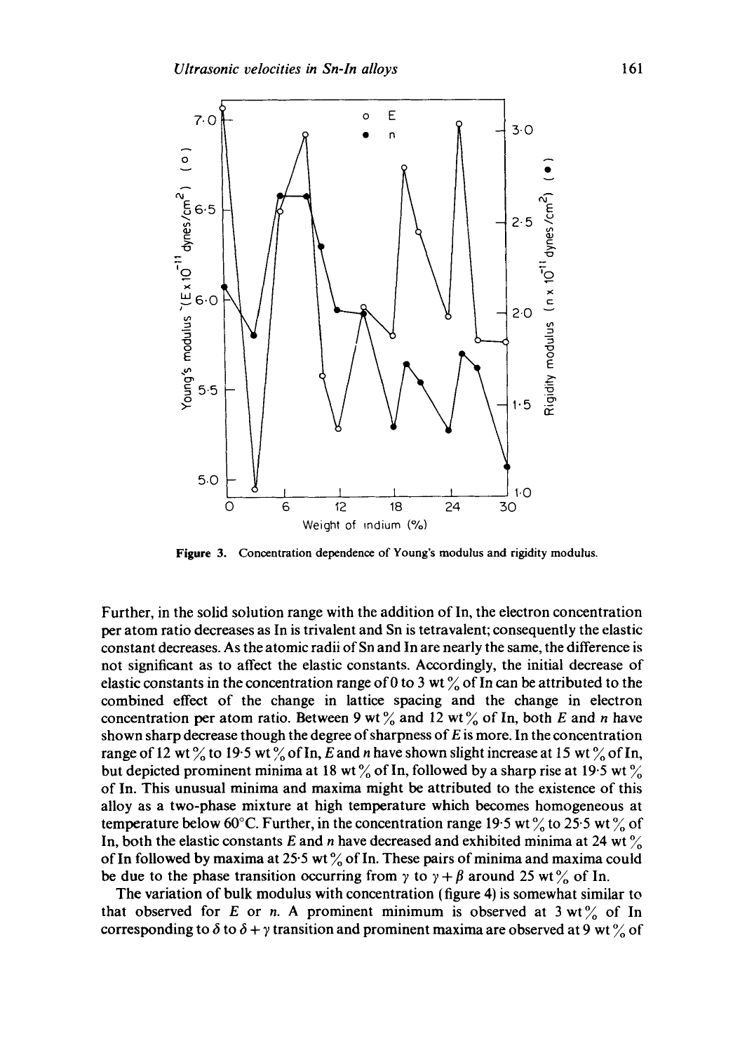**Figure 3.** Concentration dependence of Young's modulus and rigidity modulus.

Further, in the solid solution range with the addition of In, the electron concentration per atom ratio decreases as In is trivalent and Sn is tetravalent; consequently the elastic constant decreases. As the atomic radii of Sn and In are nearly the same, the difference is not significant as to affect the elastic constants. Accordingly, the initial decrease of elastic constants in the concentration range of 0 to 3 wt % of In can be attributed to the combined effect of the change in lattice spacing and the change in electron concentration per atom ratio. Between 9 wt % and 12 wt % of In, both $E$ and $n$ have shown sharp decrease though the degree of sharpness of $E$ is more. In the concentration range of 12 wt % to 19·5 wt % of In, $E$ and $n$ have shown slight increase at 15 wt % of In, but depicted prominent minima at 18 wt % of In, followed by a sharp rise at 19·5 wt % of In. This unusual minima and maxima might be attributed to the existence of this alloy as a two-phase mixture at high temperature which becomes homogeneous at temperature below 60°C. Further, in the concentration range 19·5 wt % to 25·5 wt % of In, both the elastic constants $E$ and $n$ have decreased and exhibited minima at 24 wt % of In followed by maxima at 25·5 wt % of In. These pairs of minima and maxima could be due to the phase transition occurring from $\gamma$ to $\gamma + \beta$ around 25 wt % of In.

The variation of bulk modulus with concentration (figure 4) is somewhat similar to that observed for $E$ or $n$. A prominent minimum is observed at 3 wt % of In corresponding to $\delta$ to $\delta + \gamma$ transition and prominent maxima are observed at 9 wt % of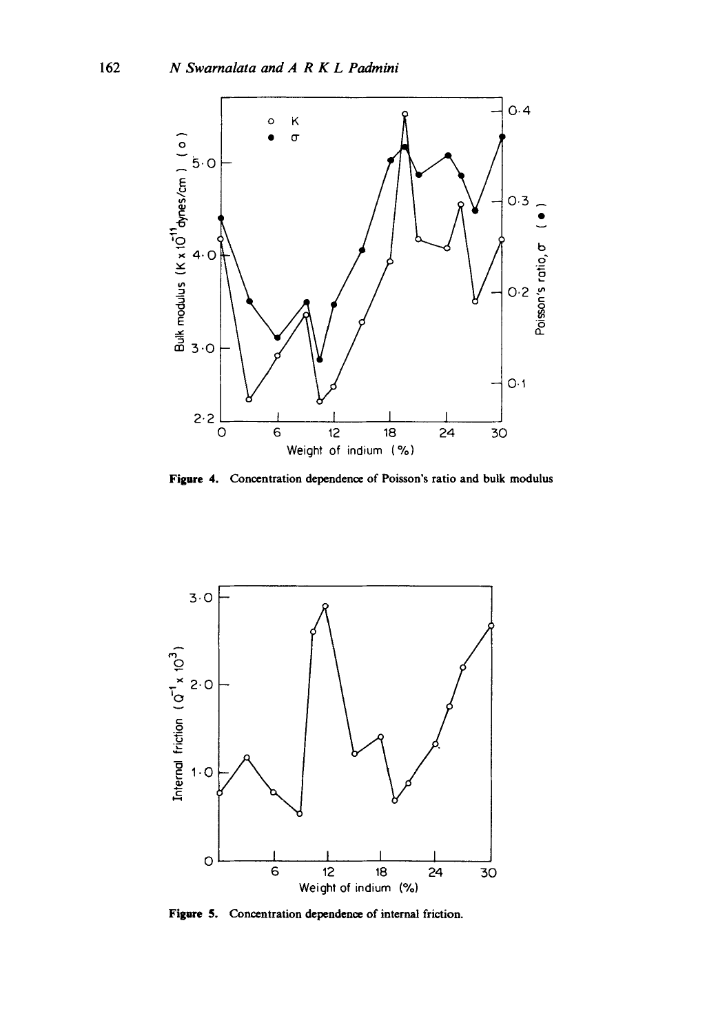**Figure 4.** Concentration dependence of Poisson's ratio and bulk modulus

**Figure 5.** Concentration dependence of internal friction.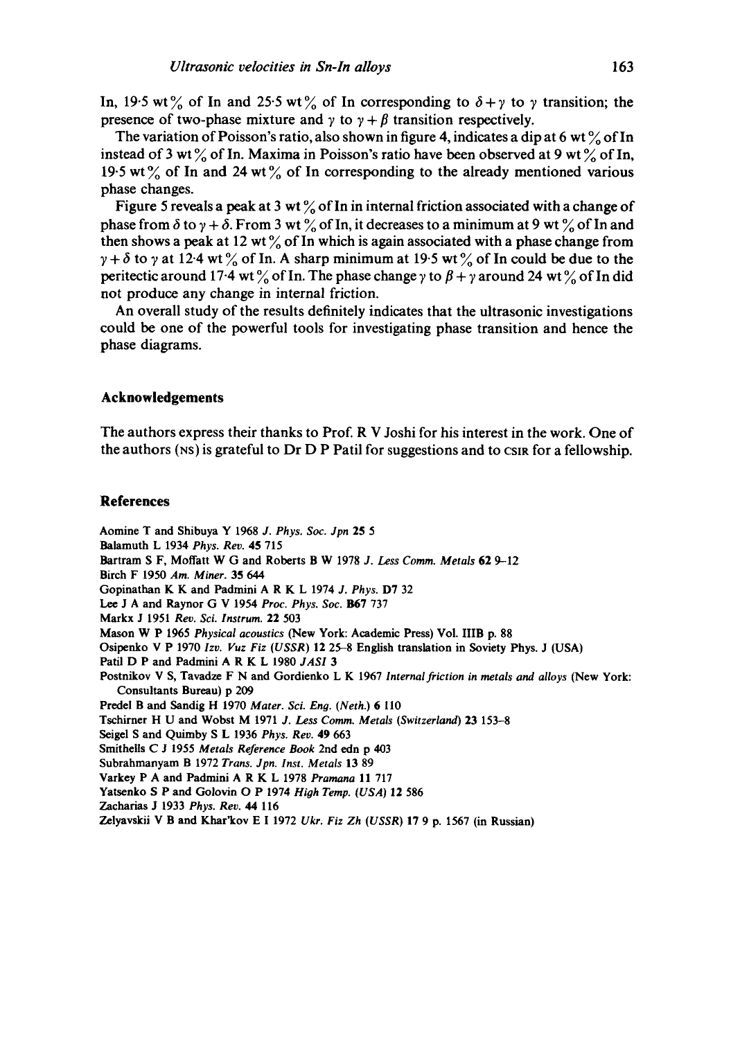In, 19·5 wt% of In and 25·5 wt% of In corresponding to $\delta+\gamma$ to $\gamma$ transition; the presence of two-phase mixture and $\gamma$ to $\gamma+\beta$ transition respectively.

The variation of Poisson's ratio, also shown in figure 4, indicates a dip at 6 wt% of In instead of 3 wt% of In. Maxima in Poisson's ratio have been observed at 9 wt% of In, 19·5 wt% of In and 24 wt% of In corresponding to the already mentioned various phase changes.

Figure 5 reveals a peak at 3 wt% of In in internal friction associated with a change of phase from $\delta$ to $\gamma+\delta$. From 3 wt% of In, it decreases to a minimum at 9 wt% of In and then shows a peak at 12 wt% of In which is again associated with a phase change from $\gamma+\delta$ to $\gamma$ at 12·4 wt% of In. A sharp minimum at 19·5 wt% of In could be due to the peritectic around 17·4 wt% of In. The phase change $\gamma$ to $\beta+\gamma$ around 24 wt% of In did not produce any change in internal friction.

An overall study of the results definitely indicates that the ultrasonic investigations could be one of the powerful tools for investigating phase transition and hence the phase diagrams.

## Acknowledgements

The authors express their thanks to Prof. R V Joshi for his interest in the work. One of the authors (NS) is grateful to Dr D P Patil for suggestions and to CSIR for a fellowship.

## References

Aomine T and Shibuya Y 1968 *J. Phys. Soc. Jpn* **25** 5

Balamuth L 1934 *Phys. Rev.* **45** 715

Bartram S F, Moffatt W G and Roberts B W 1978 *J. Less Comm. Metals* **62** 9–12

Birch F 1950 *Am. Miner.* **35** 644

Gopinathan K K and Padmini A R K L 1974 *J. Phys.* **D7** 32

Lee J A and Raynor G V 1954 *Proc. Phys. Soc.* **B67** 737

Markx J 1951 *Rev. Sci. Instrum.* **22** 503

Mason W P 1965 *Physical acoustics* (New York: Academic Press) Vol. IIIB p. 88

Osipenko V P 1970 *Izv. Vuz Fiz (USSR)* **12** 25–8 English translation in Soviety Phys. J (USA)

Patil D P and Padmini A R K L 1980 *JASI* **3**

Postnikov V S, Tavadze F N and Gordienko L K 1967 *Internal friction in metals and alloys* (New York: Consultants Bureau) p 209

Predel B and Sandig H 1970 *Mater. Sci. Eng. (Neth.)* **6** 110

Tschirner H U and Wobst M 1971 *J. Less Comm. Metals (Switzerland)* **23** 153–8

Seigel S and Quimby S L 1936 *Phys. Rev.* **49** 663

Smithells C J 1955 *Metals Reference Book* 2nd edn p 403

Subrahmanyam B 1972 *Trans. Jpn. Inst. Metals* **13** 89

Varkey P A and Padmini A R K L 1978 *Pramana* **11** 717

Yatsenko S P and Golovin O P 1974 *High Temp. (USA)* **12** 586

Zacharias J 1933 *Phys. Rev.* **44** 116

Zelyavskii V B and Khar'kov E I 1972 *Ukr. Fiz Zh (USSR)* **17** 9 p. 1567 (in Russian)